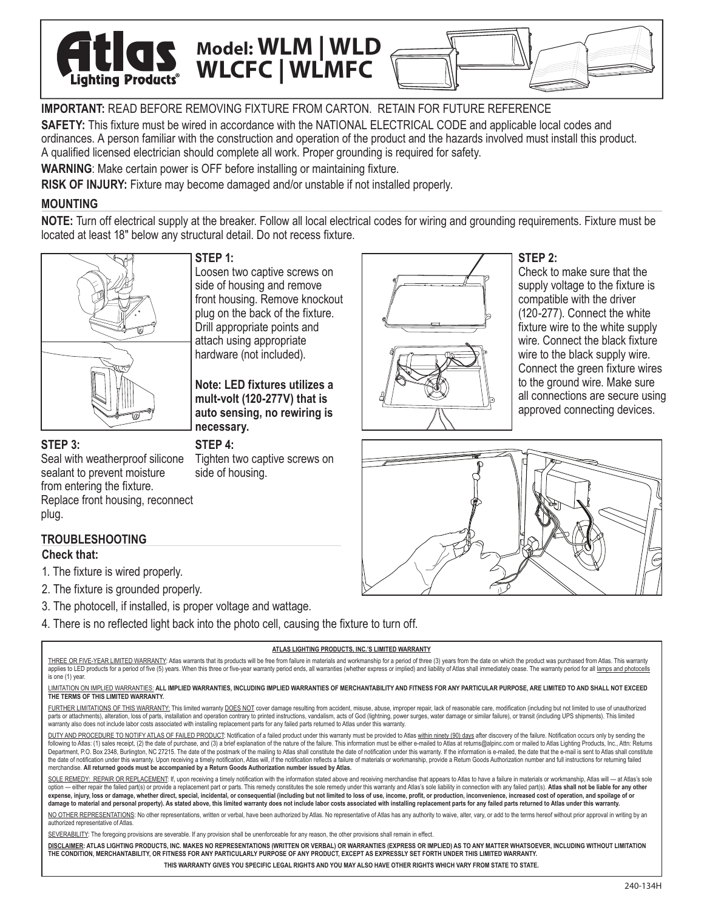# Atlas Lighting Products®

## Model: WLM | WLD WLCFC | WLMFC

**IMPORTANT:** READ BEFORE REMOVING FIXTURE FROM CARTON. RETAIN FOR FUTURE REFERENCE

**SAFETY:** This fixture must be wired in accordance with the NATIONAL ELECTRICAL CODE and applicable local codes and ordinances. A person familiar with the construction and operation of the product and the hazards involved must install this product. A qualified licensed electrician should complete all work. Proper grounding is required for safety.

**WARNING**: Make certain power is OFF before installing or maintaining fixture.

**RISK OF INJURY:** Fixture may become damaged and/or unstable if not installed properly.

### MOUNTING

**NOTE:** Turn off electrical supply at the breaker. Follow all local electrical codes for wiring and grounding requirements. Fixture must be located at least 18" below any structural detail. Do not recess fixture.

**STEP 1:**
Loosen two captive screws on side of housing and remove front housing. Remove knockout plug on the back of the fixture. Drill appropriate points and attach using appropriate hardware (not included).

**Note: LED fixtures utilizes a mult-volt (120-277V) that is auto sensing, no rewiring is necessary.**

**STEP 2:**
Check to make sure that the supply voltage to the fixture is compatible with the driver (120-277). Connect the white fixture wire to the white supply wire. Connect the black fixture wire to the black supply wire. Connect the green fixture wires to the ground wire. Make sure all connections are secure using approved connecting devices.

**STEP 3:**
Seal with weatherproof silicone sealant to prevent moisture from entering the fixture. Replace front housing, reconnect plug.

**STEP 4:**
Tighten two captive screws on side of housing.

### TROUBLESHOOTING

**Check that:**

1. The fixture is wired properly.
2. The fixture is grounded properly.
3. The photocell, if installed, is proper voltage and wattage.
4. There is no reflected light back into the photo cell, causing the fixture to turn off.

---

**ATLAS LIGHTING PRODUCTS, INC.'S LIMITED WARRANTY**

THREE OR FIVE-YEAR LIMITED WARRANTY: Atlas warrants that its products will be free from failure in materials and workmanship for a period of three (3) years from the date on which the product was purchased from Atlas. This warranty applies to LED products for a period of five (5) years. When this three or five-year warranty period ends, all warranties (whether express or implied) and liability of Atlas shall immediately cease. The warranty period for all lamps and photocells is one (1) year.

LIMITATION ON IMPLIED WARRANTIES: **ALL IMPLIED WARRANTIES, INCLUDING IMPLIED WARRANTIES OF MERCHANTABILITY AND FITNESS FOR ANY PARTICULAR PURPOSE, ARE LIMITED TO AND SHALL NOT EXCEED THE TERMS OF THIS LIMITED WARRANTY.**

FURTHER LIMITATIONS OF THIS WARRANTY: This limited warranty DOES NOT cover damage resulting from accident, misuse, abuse, improper repair, lack of reasonable care, modification (including but not limited to use of unauthorized parts or attachments), alteration, loss of parts, installation and operation contrary to printed instructions, vandalism, acts of God (lightning, power surges, water damage or similar failure), or transit (including UPS shipments). This limited warranty also does not include labor costs associated with installing replacement parts for any failed parts returned to Atlas under this warranty.

DUTY AND PROCEDURE TO NOTIFY ATLAS OF FAILED PRODUCT: Notification of a failed product under this warranty must be provided to Atlas within ninety (90) days after discovery of the failure. Notification occurs only by sending the following to Atlas: (1) sales receipt, (2) the date of purchase, and (3) a brief explanation of the nature of the failure. This information must be either e-mailed to Atlas at returns@alpinc.com or mailed to Atlas Lighting Products, Inc., Attn: Returns Department, P.O. Box 2348, Burlington, NC 27215. The date of the postmark of the mailing to Atlas shall constitute the date of notification under this warranty. If the information is e-mailed, the date that the e-mail is sent to Atlas shall constitute the date of notification under this warranty. Upon receiving a timely notification, Atlas will, if the notification reflects a failure of materials or workmanship, provide a Return Goods Authorization number and full instructions for returning failed merchandise. **All returned goods must be accompanied by a Return Goods Authorization number issued by Atlas.**

SOLE REMEDY: REPAIR OR REPLACEMENT: If, upon receiving a timely notification with the information stated above and receiving merchandise that appears to Atlas to have a failure in materials or workmanship, Atlas will — at Atlas's sole option — either repair the failed part(s) or provide a replacement part or parts. This remedy constitutes the sole remedy under this warranty and Atlas's sole liability in connection with any failed part(s). **Atlas shall not be liable for any other expense, injury, loss or damage, whether direct, special, incidental, or consequential (including but not limited to loss of use, income, profit, or production, inconvenience, increased cost of operation, and spoilage of or damage to material and personal property). As stated above, this limited warranty does not include labor costs associated with installing replacement parts for any failed parts returned to Atlas under this warranty.**

NO OTHER REPRESENTATIONS: No other representations, written or verbal, have been authorized by Atlas. No representative of Atlas has any authority to waive, alter, vary, or add to the terms hereof without prior approval in writing by an authorized representative of Atlas.

SEVERABILITY: The foregoing provisions are severable. If any provision shall be unenforceable for any reason, the other provisions shall remain in effect.

**DISCLAIMER: ATLAS LIGHTING PRODUCTS, INC. MAKES NO REPRESENTATIONS (WRITTEN OR VERBAL) OR WARRANTIES (EXPRESS OR IMPLIED) AS TO ANY MATTER WHATSOEVER, INCLUDING WITHOUT LIMITATION THE CONDITION, MERCHANTABILITY, OR FITNESS FOR ANY PARTICULARLY PURPOSE OF ANY PRODUCT, EXCEPT AS EXPRESSLY SET FORTH UNDER THIS LIMITED WARRANTY.**

**THIS WARRANTY GIVES YOU SPECIFIC LEGAL RIGHTS AND YOU MAY ALSO HAVE OTHER RIGHTS WHICH VARY FROM STATE TO STATE.**

240-134H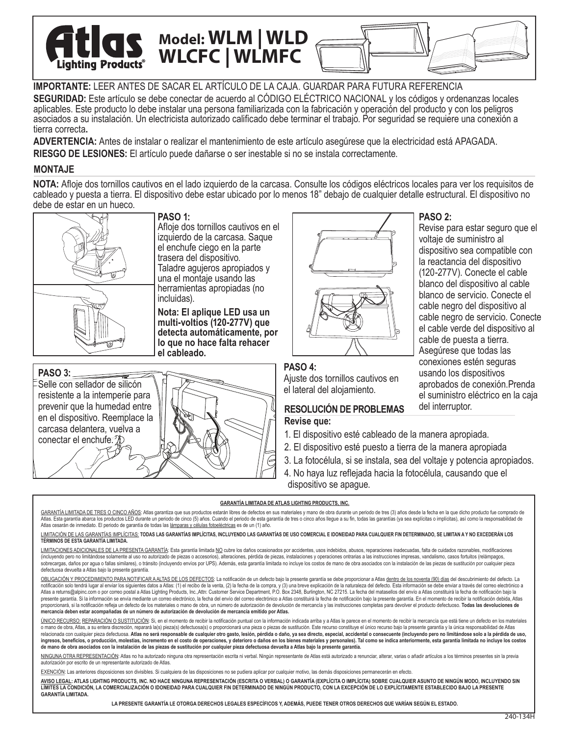# Model: WLM | WLD WLCFC | WLMFC

**IMPORTANTE:** LEER ANTES DE SACAR EL ARTÍCULO DE LA CAJA. GUARDAR PARA FUTURA REFERENCIA

**SEGURIDAD:** Este artículo se debe conectar de acuerdo al CÓDIGO ELÉCTRICO NACIONAL y los códigos y ordenanzas locales aplicables. Este producto lo debe instalar una persona familiarizada con la fabricación y operación del producto y con los peligros asociados a su instalación. Un electricista autorizado calificado debe terminar el trabajo. Por seguridad se requiere una conexión a tierra correcta**.**

**ADVERTENCIA:** Antes de instalar o realizar el mantenimiento de este artículo asegúrese que la electricidad está APAGADA.

**RIESGO DE LESIONES:** El artículo puede dañarse o ser inestable si no se instala correctamente.

## MONTAJE

**NOTA:** Afloje dos tornillos cautivos en el lado izquierdo de la carcasa. Consulte los códigos eléctricos locales para ver los requisitos de cableado y puesta a tierra. El dispositivo debe estar ubicado por lo menos 18" debajo de cualquier detalle estructural. El dispositivo no debe de estar en un hueco.

**PASO 1:**
Afloje dos tornillos cautivos en el izquierdo de la carcasa. Saque el enchufe ciego en la parte trasera del dispositivo. Taladre agujeros apropiados y una el montaje usando las herramientas apropiadas (no incluidas).

**Nota: El aplique LED usa un multi-voltios (120-277V) que detecta automáticamente, por lo que no hace falta rehacer el cableado.**

**PASO 2:**
Revise para estar seguro que el voltaje de suministro al dispositivo sea compatible con la reactancia del dispositivo (120-277V). Conecte el cable blanco del dispositivo al cable blanco de servicio. Conecte el cable negro del dispositivo al cable negro de servicio. Conecte el cable verde del dispositivo al cable de puesta a tierra. Asegúrese que todas las conexiones estén seguras usando los dispositivos aprobados de conexión.Prenda el suministro eléctrico en la caja del interruptor.

**PASO 3:**
Selle con sellador de silicón resistente a la intemperie para prevenir que la humedad entre en el dispositivo. Reemplace la carcasa delantera, vuelva a conectar el enchufe.

**PASO 4:**
Ajuste dos tornillos cautivos en el lateral del alojamiento.

## RESOLUCIÓN DE PROBLEMAS

**Revise que:**

1. El dispositivo esté cableado de la manera apropiada.
2. El dispositivo esté puesto a tierra de la manera apropiada
3. La fotocélula, si se instala, sea del voltaje y potencia apropiados.
4. No haya luz reflejada hacia la fotocélula, causando que el dispositivo se apague.

### GARANTÍA LIMITADA DE ATLAS LIGHTING PRODUCTS, INC.

GARANTÍA LIMITADA DE TRES O CINCO AÑOS: Atlas garantiza que sus productos estarán libres de defectos en sus materiales y mano de obra durante un periodo de tres (3) años desde la fecha en la que dicho producto fue comprado de Atlas. Esta garantía abarca los productos LED durante un periodo de cinco (5) años. Cuando el periodo de esta garantía de tres o cinco años llegue a su fin, todas las garantías (ya sea explícitas o implícitas), así como la responsabilidad de Atlas cesarán de inmediato. El periodo de garantía de todas las lámparas y células fotoeléctricas es de un (1) año.

LIMITACIÓN DE LAS GARANTÍAS IMPLÍCITAS: **TODAS LAS GARANTÍAS IMPLÍCITAS, INCLUYENDO LAS GARANTÍAS DE USO COMERCIAL E IDONEIDAD PARA CUALQUIER FIN DETERMINADO, SE LIMITAN A Y NO EXCEDERÁN LOS TÉRMINOS DE ESTA GARANTÍA LIMITADA.**

LIMITACIONES ADICIONALES DE LA PRESENTA GARANTÍA: Esta garantía limitada NO cubre los daños ocasionados por accidentes, usos indebidos, abusos, reparaciones inadecuadas, falta de cuidados razonables, modificaciones (incluyendo pero no limitándose solamente al uso no autorizado de piezas o accesorios), alteraciones, pérdida de piezas, instalaciones y operaciones contrarias a las instrucciones impresas, vandalismo, casos fortuitos (relámpagos, sobrecargas, daños por agua o fallas similares), o tránsito (incluyendo envíos por UPS). Además, esta garantía limitada no incluye los costos de mano de obra asociados con la instalación de las piezas de sustitución por cualquier pieza defectuosa devuelta a Atlas bajo la presente garantía.

OBLIGACIÓN Y PROCEDIMIENTO PARA NOTIFICAR A ALTAS DE LOS DEFECTOS: La notificación de un defecto bajo la presente garantía se debe proporcionar a Atlas dentro de los noventa (90) días del descubrimiento del defecto. La notificación solo tendrá lugar al enviar los siguientes datos a Atlas: (1) el recibo de la venta, (2) la fecha de la compra, y (3) una breve explicación de la naturaleza del defecto. Esta información se debe enviar a través del correo electrónico a Atlas a returns@alpinc.com o por correo postal a Atlas Lighting Products, Inc.,Attn: Customer Service Department, P.O. Box 2348, Burlington, NC 27215. La fecha del matasellos del envío a Atlas constituirá la fecha de notificación bajo la presente garantía. Si la información se envía mediante un correo electrónico, la fecha del envío del correo electrónico a Atlas constituirá la fecha de notificación bajo la presente garantía. En el momento de recibir la notificación debida, Atlas proporcionará, si la notificación refleja un defecto de los materiales o mano de obra, un número de autorización de devolución de mercancía y las instrucciones completas para devolver el producto defectuoso. **Todas las devoluciones de mercancía deben estar acompañadas de un número de autorización de devolución de mercancía emitido por Atlas.**

ÚNICO RECURSO: REPARACIÓN O SUSTITUCIÓN: Si, en el momento de recibir la notificación puntual con la información indicada arriba y a Atlas le parece en el momento de recibir la mercancía que está tiene un defecto en los materiales o mano de obra, Atlas, a su entera discreción, reparará la(s) pieza(s) defectuosa(s) o proporcionará una pieza o piezas de sustitución. Este recurso constituye el único recurso bajo la presente garantía y la única responsabilidad de Atlas relacionada con cualquier pieza defectuosa. **Atlas no será responsable de cualquier otro gasto, lesión, pérdida o daño, ya sea directo, especial, accidental o consecuente (incluyendo pero no limitándose solo a la pérdida de uso, ingresos, beneficios, o producción, molestias, incremento en el costo de operaciones, y deterioro o daños en los bienes materiales y personales). Tal como se indica anteriormente, esta garantía limitada no incluye los costos de mano de obra asociados con la instalación de las piezas de sustitución por cualquier pieza defectuosa devuelta a Atlas bajo la presente garantía.**

NINGUNA OTRA REPRESENTACIÓN: Atlas no ha autorizado ninguna otra representación escrita ni verbal. Ningún representante de Atlas está autorizado a renunciar, alterar, varias o añadir artículos a los términos presentes sin la previa autorización por escrito de un representante autorizado de Atlas.

EXENCIÓN: Las anteriores disposiciones son divisibles. Si cualquiera de las disposiciones no se pudiera aplicar por cualquier motivo, las demás disposiciones permanecerán en efecto.

**AVISO LEGAL: ATLAS LIGHTING PRODUCTS, INC. NO HACE NINGUNA REPRESENTACIÓN (ESCRITA O VERBAL) O GARANTÍA (EXPLÍCITA O IMPLÍCITA) SOBRE CUALQUIER ASUNTO DE NINGÚN MODO, INCLUYENDO SIN LÍMITES LA CONDICIÓN, LA COMERCIALIZACIÓN O IDONEIDAD PARA CUALQUIER FIN DETERMINADO DE NINGÚN PRODUCTO, CON LA EXCEPCIÓN DE LO EXPLÍCITAMENTE ESTABLECIDO BAJO LA PRESENTE GARANTÍA LIMITADA.**

**LA PRESENTE GARANTÍA LE OTORGA DERECHOS LEGALES ESPECÍFICOS Y, ADEMÁS, PUEDE TENER OTROS DERECHOS QUE VARÍAN SEGÚN EL ESTADO.**

240-134H